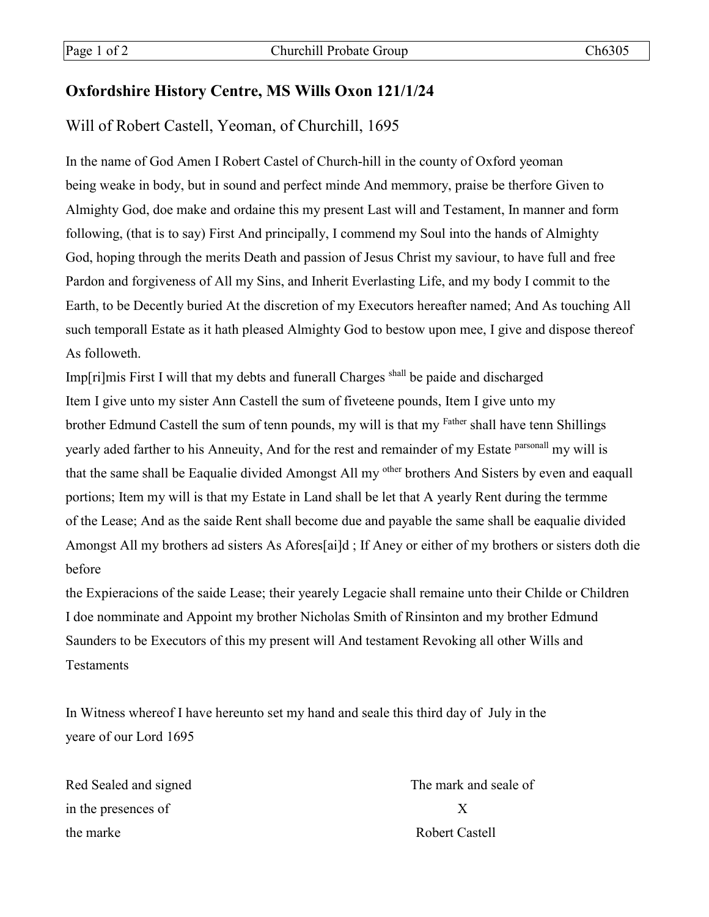## Oxfordshire History Centre, MS Wills Oxon 121/1/24

### Will of Robert Castell, Yeoman, of Churchill, 1695

In the name of God Amen I Robert Castel of Church-hill in the county of Oxford yeoman being weake in body, but in sound and perfect minde And memmory, praise be therfore Given to Almighty God, doe make and ordaine this my present Last will and Testament, In manner and form following, (that is to say) First And principally, I commend my Soul into the hands of Almighty God, hoping through the merits Death and passion of Jesus Christ my saviour, to have full and free Pardon and forgiveness of All my Sins, and Inherit Everlasting Life, and my body I commit to the Earth, to be Decently buried At the discretion of my Executors hereafter named; And As touching All such temporall Estate as it hath pleased Almighty God to bestow upon mee, I give and dispose thereof As followeth.

Imp[ri]mis First I will that my debts and funerall Charges shall be paide and discharged
Item I give unto my sister Ann Castell the sum of fiveteene pounds, Item I give unto my brother Edmund Castell the sum of tenn pounds, my will is that my Father shall have tenn Shillings yearly aded farther to his Anneuity, And for the rest and remainder of my Estate parsonall my will is that the same shall be Eaqualie divided Amongst All my other brothers And Sisters by even and eaquall portions; Item my will is that my Estate in Land shall be let that A yearly Rent during the termme of the Lease; And as the saide Rent shall become due and payable the same shall be eaqualie divided Amongst All my brothers ad sisters As Afores[ai]d ; If Aney or either of my brothers or sisters doth die before
the Expieracions of the saide Lease; their yearely Legacie shall remaine unto their Childe or Children
I doe nomminate and Appoint my brother Nicholas Smith of Rinsinton and my brother Edmund Saunders to be Executors of this my present will And testament Revoking all other Wills and Testaments

In Witness whereof I have hereunto set my hand and seale this third day of July in the yeare of our Lord 1695

Red Sealed and signed
in the presences of
the marke

The mark and seale of
X
Robert Castell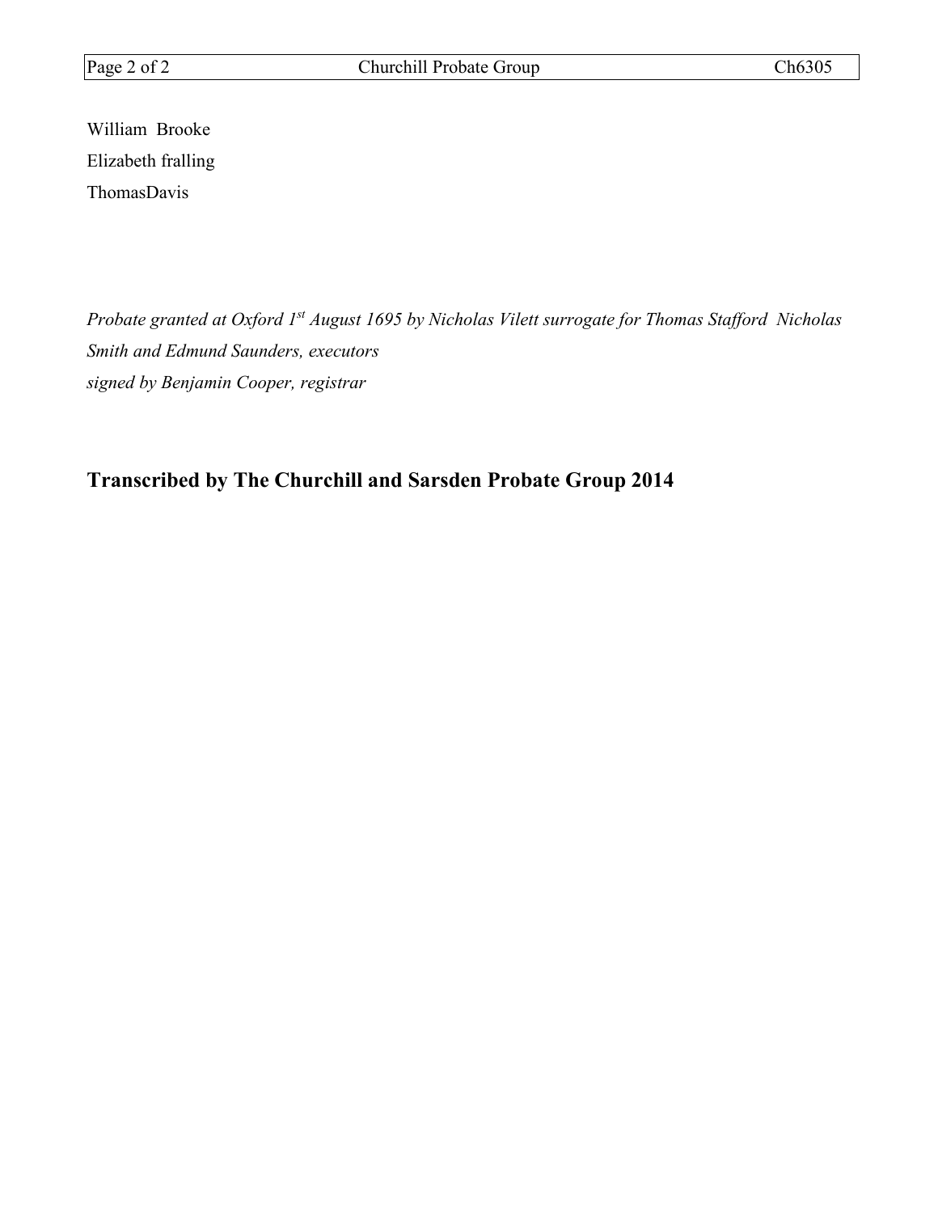William  Brooke
Elizabeth fralling
ThomasDavis

*Probate granted at Oxford 1st August 1695 by Nicholas Vilett surrogate for Thomas Stafford  Nicholas Smith and Edmund Saunders, executors*
*signed by Benjamin Cooper, registrar*

**Transcribed by The Churchill and Sarsden Probate Group 2014**